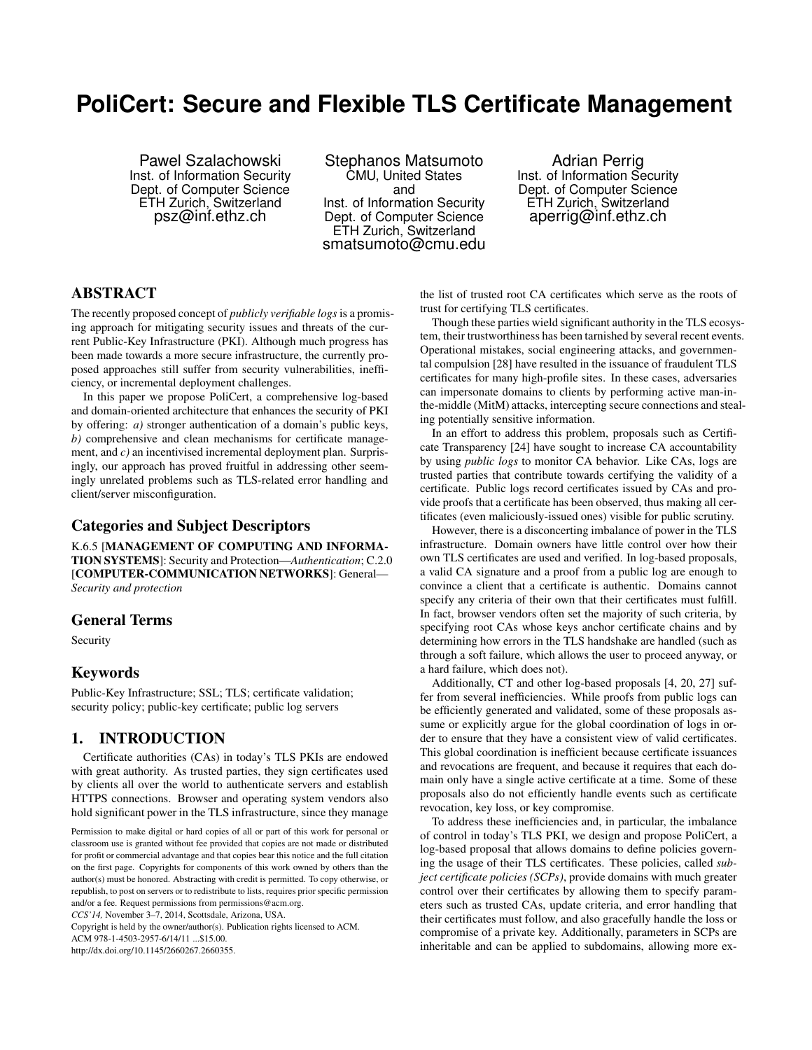# PoliCert: Secure and Flexible TLS Certificate Management

Pawel Szalachowski
Inst. of Information Security
Dept. of Computer Science
ETH Zurich, Switzerland
psz@inf.ethz.ch

Stephanos Matsumoto
CMU, United States
and
Inst. of Information Security
Dept. of Computer Science
ETH Zurich, Switzerland
smatsumoto@cmu.edu

Adrian Perrig
Inst. of Information Security
Dept. of Computer Science
ETH Zurich, Switzerland
aperrig@inf.ethz.ch

## ABSTRACT

The recently proposed concept of *publicly verifiable logs* is a promising approach for mitigating security issues and threats of the current Public-Key Infrastructure (PKI). Although much progress has been made towards a more secure infrastructure, the currently proposed approaches still suffer from security vulnerabilities, inefficiency, or incremental deployment challenges.

In this paper we propose PoliCert, a comprehensive log-based and domain-oriented architecture that enhances the security of PKI by offering: *a)* stronger authentication of a domain's public keys, *b)* comprehensive and clean mechanisms for certificate management, and *c)* an incentivised incremental deployment plan. Surprisingly, our approach has proved fruitful in addressing other seemingly unrelated problems such as TLS-related error handling and client/server misconfiguration.

## Categories and Subject Descriptors

K.6.5 [**MANAGEMENT OF COMPUTING AND INFORMATION SYSTEMS**]: Security and Protection—*Authentication*; C.2.0 [**COMPUTER-COMMUNICATION NETWORKS**]: General—*Security and protection*

## General Terms

Security

## Keywords

Public-Key Infrastructure; SSL; TLS; certificate validation; security policy; public-key certificate; public log servers

## 1. INTRODUCTION

Certificate authorities (CAs) in today's TLS PKIs are endowed with great authority. As trusted parties, they sign certificates used by clients all over the world to authenticate servers and establish HTTPS connections. Browser and operating system vendors also hold significant power in the TLS infrastructure, since they manage the list of trusted root CA certificates which serve as the roots of trust for certifying TLS certificates.

Though these parties wield significant authority in the TLS ecosystem, their trustworthiness has been tarnished by several recent events. Operational mistakes, social engineering attacks, and governmental compulsion [28] have resulted in the issuance of fraudulent TLS certificates for many high-profile sites. In these cases, adversaries can impersonate domains to clients by performing active man-in-the-middle (MitM) attacks, intercepting secure connections and stealing potentially sensitive information.

In an effort to address this problem, proposals such as Certificate Transparency [24] have sought to increase CA accountability by using *public logs* to monitor CA behavior. Like CAs, logs are trusted parties that contribute towards certifying the validity of a certificate. Public logs record certificates issued by CAs and provide proofs that a certificate has been observed, thus making all certificates (even maliciously-issued ones) visible for public scrutiny.

However, there is a disconcerting imbalance of power in the TLS infrastructure. Domain owners have little control over how their own TLS certificates are used and verified. In log-based proposals, a valid CA signature and a proof from a public log are enough to convince a client that a certificate is authentic. Domains cannot specify any criteria of their own that their certificates must fulfill. In fact, browser vendors often set the majority of such criteria, by specifying root CAs whose keys anchor certificate chains and by determining how errors in the TLS handshake are handled (such as through a soft failure, which allows the user to proceed anyway, or a hard failure, which does not).

Additionally, CT and other log-based proposals [4, 20, 27] suffer from several inefficiencies. While proofs from public logs can be efficiently generated and validated, some of these proposals assume or explicitly argue for the global coordination of logs in order to ensure that they have a consistent view of valid certificates. This global coordination is inefficient because certificate issuances and revocations are frequent, and because it requires that each domain only have a single active certificate at a time. Some of these proposals also do not efficiently handle events such as certificate revocation, key loss, or key compromise.

To address these inefficiencies and, in particular, the imbalance of control in today's TLS PKI, we design and propose PoliCert, a log-based proposal that allows domains to define policies governing the usage of their TLS certificates. These policies, called *subject certificate policies (SCPs)*, provide domains with much greater control over their certificates by allowing them to specify parameters such as trusted CAs, update criteria, and error handling that their certificates must follow, and also gracefully handle the loss or compromise of a private key. Additionally, parameters in SCPs are inheritable and can be applied to subdomains, allowing more ex-

Permission to make digital or hard copies of all or part of this work for personal or classroom use is granted without fee provided that copies are not made or distributed for profit or commercial advantage and that copies bear this notice and the full citation on the first page. Copyrights for components of this work owned by others than the author(s) must be honored. Abstracting with credit is permitted. To copy otherwise, or republish, to post on servers or to redistribute to lists, requires prior specific permission and/or a fee. Request permissions from permissions@acm.org.
*CCS'14,* November 3–7, 2014, Scottsdale, Arizona, USA.
Copyright is held by the owner/author(s). Publication rights licensed to ACM.
ACM 978-1-4503-2957-6/14/11 ...$15.00.
http://dx.doi.org/10.1145/2660267.2660355.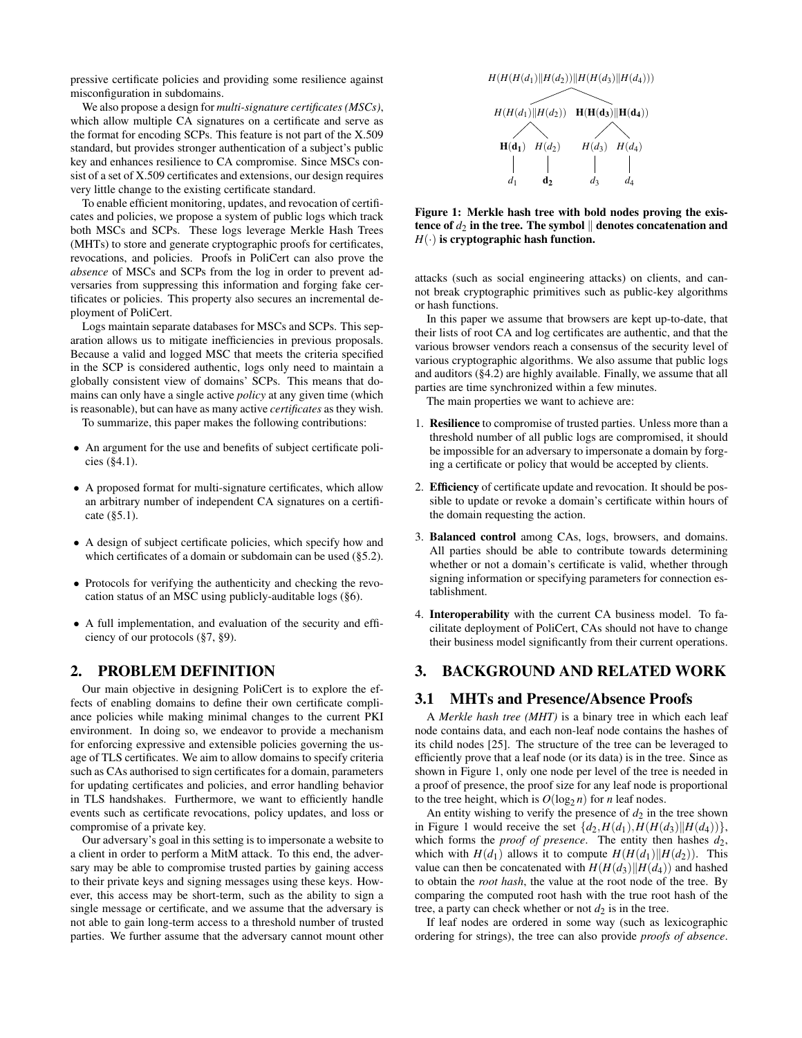pressive certificate policies and providing some resilience against misconfiguration in subdomains.

We also propose a design for *multi-signature certificates (MSCs)*, which allow multiple CA signatures on a certificate and serve as the format for encoding SCPs. This feature is not part of the X.509 standard, but provides stronger authentication of a subject's public key and enhances resilience to CA compromise. Since MSCs consist of a set of X.509 certificates and extensions, our design requires very little change to the existing certificate standard.

To enable efficient monitoring, updates, and revocation of certificates and policies, we propose a system of public logs which track both MSCs and SCPs. These logs leverage Merkle Hash Trees (MHTs) to store and generate cryptographic proofs for certificates, revocations, and policies. Proofs in PoliCert can also prove the *absence* of MSCs and SCPs from the log in order to prevent adversaries from suppressing this information and forging fake certificates or policies. This property also secures an incremental deployment of PoliCert.

Logs maintain separate databases for MSCs and SCPs. This separation allows us to mitigate inefficiencies in previous proposals. Because a valid and logged MSC that meets the criteria specified in the SCP is considered authentic, logs only need to maintain a globally consistent view of domains' SCPs. This means that domains can only have a single active *policy* at any given time (which is reasonable), but can have as many active *certificates* as they wish.

To summarize, this paper makes the following contributions:

- An argument for the use and benefits of subject certificate policies (§4.1).
- A proposed format for multi-signature certificates, which allow an arbitrary number of independent CA signatures on a certificate (§5.1).
- A design of subject certificate policies, which specify how and which certificates of a domain or subdomain can be used (§5.2).
- Protocols for verifying the authenticity and checking the revocation status of an MSC using publicly-auditable logs (§6).
- A full implementation, and evaluation of the security and efficiency of our protocols (§7, §9).

## 2. PROBLEM DEFINITION

Our main objective in designing PoliCert is to explore the effects of enabling domains to define their own certificate compliance policies while making minimal changes to the current PKI environment. In doing so, we endeavor to provide a mechanism for enforcing expressive and extensible policies governing the usage of TLS certificates. We aim to allow domains to specify criteria such as CAs authorised to sign certificates for a domain, parameters for updating certificates and policies, and error handling behavior in TLS handshakes. Furthermore, we want to efficiently handle events such as certificate revocations, policy updates, and loss or compromise of a private key.

Our adversary's goal in this setting is to impersonate a website to a client in order to perform a MitM attack. To this end, the adversary may be able to compromise trusted parties by gaining access to their private keys and signing messages using these keys. However, this access may be short-term, such as the ability to sign a single message or certificate, and we assume that the adversary is not able to gain long-term access to a threshold number of trusted parties. We further assume that the adversary cannot mount other attacks (such as social engineering attacks) on clients, and cannot break cryptographic primitives such as public-key algorithms or hash functions.

In this paper we assume that browsers are kept up-to-date, that their lists of root CA and log certificates are authentic, and that the various browser vendors reach a consensus of the security level of various cryptographic algorithms. We also assume that public logs and auditors (§4.2) are highly available. Finally, we assume that all parties are time synchronized within a few minutes.

The main properties we want to achieve are:

1. **Resilience** to compromise of trusted parties. Unless more than a threshold number of all public logs are compromised, it should be impossible for an adversary to impersonate a domain by forging a certificate or policy that would be accepted by clients.
2. **Efficiency** of certificate update and revocation. It should be possible to update or revoke a domain's certificate within hours of the domain requesting the action.
3. **Balanced control** among CAs, logs, browsers, and domains. All parties should be able to contribute towards determining whether or not a domain's certificate is valid, whether through signing information or specifying parameters for connection establishment.
4. **Interoperability** with the current CA business model. To facilitate deployment of PoliCert, CAs should not have to change their business model significantly from their current operations.

$H(H(H(d_1)\|H(d_2))\|H(H(d_3)\|H(d_4)))$

$H(H(d_1)\|H(d_2))$ $\mathbf{H(H(d_3)\|H(d_4))}$

$\mathbf{H(d_1)}$ $H(d_2)$ $H(d_3)$ $H(d_4)$

$d_1$ $\mathbf{d_2}$ $d_3$ $d_4$

**Figure 1: Merkle hash tree with bold nodes proving the existence of $d_2$ in the tree. The symbol $\|$ denotes concatenation and $H(\cdot)$ is cryptographic hash function.**

## 3. BACKGROUND AND RELATED WORK

### 3.1 MHTs and Presence/Absence Proofs

A *Merkle hash tree (MHT)* is a binary tree in which each leaf node contains data, and each non-leaf node contains the hashes of its child nodes [25]. The structure of the tree can be leveraged to efficiently prove that a leaf node (or its data) is in the tree. Since as shown in Figure 1, only one node per level of the tree is needed in a proof of presence, the proof size for any leaf node is proportional to the tree height, which is $O(\log_2 n)$ for $n$ leaf nodes.

An entity wishing to verify the presence of $d_2$ in the tree shown in Figure 1 would receive the set $\{d_2, H(d_1), H(H(d_3)\|H(d_4))\}$, which forms the *proof of presence*. The entity then hashes $d_2$, which with $H(d_1)$ allows it to compute $H(H(d_1)\|H(d_2))$. This value can then be concatenated with $H(H(d_3)\|H(d_4))$ and hashed to obtain the *root hash*, the value at the root node of the tree. By comparing the computed root hash with the true root hash of the tree, a party can check whether or not $d_2$ is in the tree.

If leaf nodes are ordered in some way (such as lexicographic ordering for strings), the tree can also provide *proofs of absence*.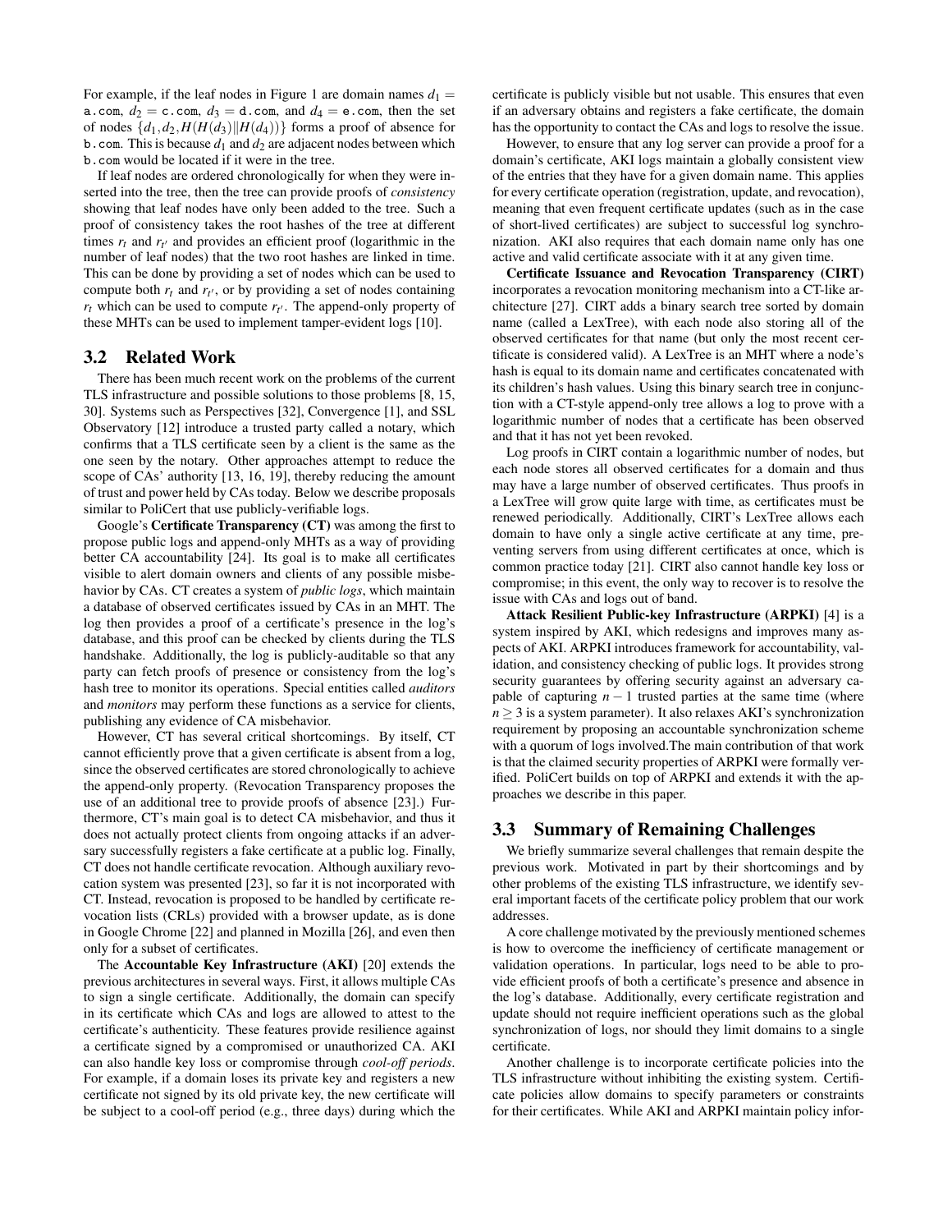For example, if the leaf nodes in Figure 1 are domain names $d_1 =$ `a.com`, $d_2 =$ `c.com`, $d_3 =$ `d.com`, and $d_4 =$ `e.com`, then the set of nodes $\{d_1, d_2, H(H(d_3)\|H(d_4))\}$ forms a proof of absence for `b.com`. This is because $d_1$ and $d_2$ are adjacent nodes between which `b.com` would be located if it were in the tree.

If leaf nodes are ordered chronologically for when they were inserted into the tree, then the tree can provide proofs of *consistency* showing that leaf nodes have only been added to the tree. Such a proof of consistency takes the root hashes of the tree at different times $r_t$ and $r_{t'}$ and provides an efficient proof (logarithmic in the number of leaf nodes) that the two root hashes are linked in time. This can be done by providing a set of nodes which can be used to compute both $r_t$ and $r_{t'}$, or by providing a set of nodes containing $r_t$ which can be used to compute $r_{t'}$. The append-only property of these MHTs can be used to implement tamper-evident logs [10].

## 3.2 Related Work

There has been much recent work on the problems of the current TLS infrastructure and possible solutions to those problems [8, 15, 30]. Systems such as Perspectives [32], Convergence [1], and SSL Observatory [12] introduce a trusted party called a notary, which confirms that a TLS certificate seen by a client is the same as the one seen by the notary. Other approaches attempt to reduce the scope of CAs' authority [13, 16, 19], thereby reducing the amount of trust and power held by CAs today. Below we describe proposals similar to PoliCert that use publicly-verifiable logs.

Google's **Certificate Transparency (CT)** was among the first to propose public logs and append-only MHTs as a way of providing better CA accountability [24]. Its goal is to make all certificates visible to alert domain owners and clients of any possible misbehavior by CAs. CT creates a system of *public logs*, which maintain a database of observed certificates issued by CAs in an MHT. The log then provides a proof of a certificate's presence in the log's database, and this proof can be checked by clients during the TLS handshake. Additionally, the log is publicly-auditable so that any party can fetch proofs of presence or consistency from the log's hash tree to monitor its operations. Special entities called *auditors* and *monitors* may perform these functions as a service for clients, publishing any evidence of CA misbehavior.

However, CT has several critical shortcomings. By itself, CT cannot efficiently prove that a given certificate is absent from a log, since the observed certificates are stored chronologically to achieve the append-only property. (Revocation Transparency proposes the use of an additional tree to provide proofs of absence [23].) Furthermore, CT's main goal is to detect CA misbehavior, and thus it does not actually protect clients from ongoing attacks if an adversary successfully registers a fake certificate at a public log. Finally, CT does not handle certificate revocation. Although auxiliary revocation system was presented [23], so far it is not incorporated with CT. Instead, revocation is proposed to be handled by certificate revocation lists (CRLs) provided with a browser update, as is done in Google Chrome [22] and planned in Mozilla [26], and even then only for a subset of certificates.

The **Accountable Key Infrastructure (AKI)** [20] extends the previous architectures in several ways. First, it allows multiple CAs to sign a single certificate. Additionally, the domain can specify in its certificate which CAs and logs are allowed to attest to the certificate's authenticity. These features provide resilience against a certificate signed by a compromised or unauthorized CA. AKI can also handle key loss or compromise through *cool-off periods*. For example, if a domain loses its private key and registers a new certificate not signed by its old private key, the new certificate will be subject to a cool-off period (e.g., three days) during which the certificate is publicly visible but not usable. This ensures that even if an adversary obtains and registers a fake certificate, the domain has the opportunity to contact the CAs and logs to resolve the issue.

However, to ensure that any log server can provide a proof for a domain's certificate, AKI logs maintain a globally consistent view of the entries that they have for a given domain name. This applies for every certificate operation (registration, update, and revocation), meaning that even frequent certificate updates (such as in the case of short-lived certificates) are subject to successful log synchronization. AKI also requires that each domain name only has one active and valid certificate associate with it at any given time.

**Certificate Issuance and Revocation Transparency (CIRT)** incorporates a revocation monitoring mechanism into a CT-like architecture [27]. CIRT adds a binary search tree sorted by domain name (called a LexTree), with each node also storing all of the observed certificates for that name (but only the most recent certificate is considered valid). A LexTree is an MHT where a node's hash is equal to its domain name and certificates concatenated with its children's hash values. Using this binary search tree in conjunction with a CT-style append-only tree allows a log to prove with a logarithmic number of nodes that a certificate has been observed and that it has not yet been revoked.

Log proofs in CIRT contain a logarithmic number of nodes, but each node stores all observed certificates for a domain and thus may have a large number of observed certificates. Thus proofs in a LexTree will grow quite large with time, as certificates must be renewed periodically. Additionally, CIRT's LexTree allows each domain to have only a single active certificate at any time, preventing servers from using different certificates at once, which is common practice today [21]. CIRT also cannot handle key loss or compromise; in this event, the only way to recover is to resolve the issue with CAs and logs out of band.

**Attack Resilient Public-key Infrastructure (ARPKI)** [4] is a system inspired by AKI, which redesigns and improves many aspects of AKI. ARPKI introduces framework for accountability, validation, and consistency checking of public logs. It provides strong security guarantees by offering security against an adversary capable of capturing $n-1$ trusted parties at the same time (where $n \geq 3$ is a system parameter). It also relaxes AKI's synchronization requirement by proposing an accountable synchronization scheme with a quorum of logs involved.The main contribution of that work is that the claimed security properties of ARPKI were formally verified. PoliCert builds on top of ARPKI and extends it with the approaches we describe in this paper.

## 3.3 Summary of Remaining Challenges

We briefly summarize several challenges that remain despite the previous work. Motivated in part by their shortcomings and by other problems of the existing TLS infrastructure, we identify several important facets of the certificate policy problem that our work addresses.

A core challenge motivated by the previously mentioned schemes is how to overcome the inefficiency of certificate management or validation operations. In particular, logs need to be able to provide efficient proofs of both a certificate's presence and absence in the log's database. Additionally, every certificate registration and update should not require inefficient operations such as the global synchronization of logs, nor should they limit domains to a single certificate.

Another challenge is to incorporate certificate policies into the TLS infrastructure without inhibiting the existing system. Certificate policies allow domains to specify parameters or constraints for their certificates. While AKI and ARPKI maintain policy infor-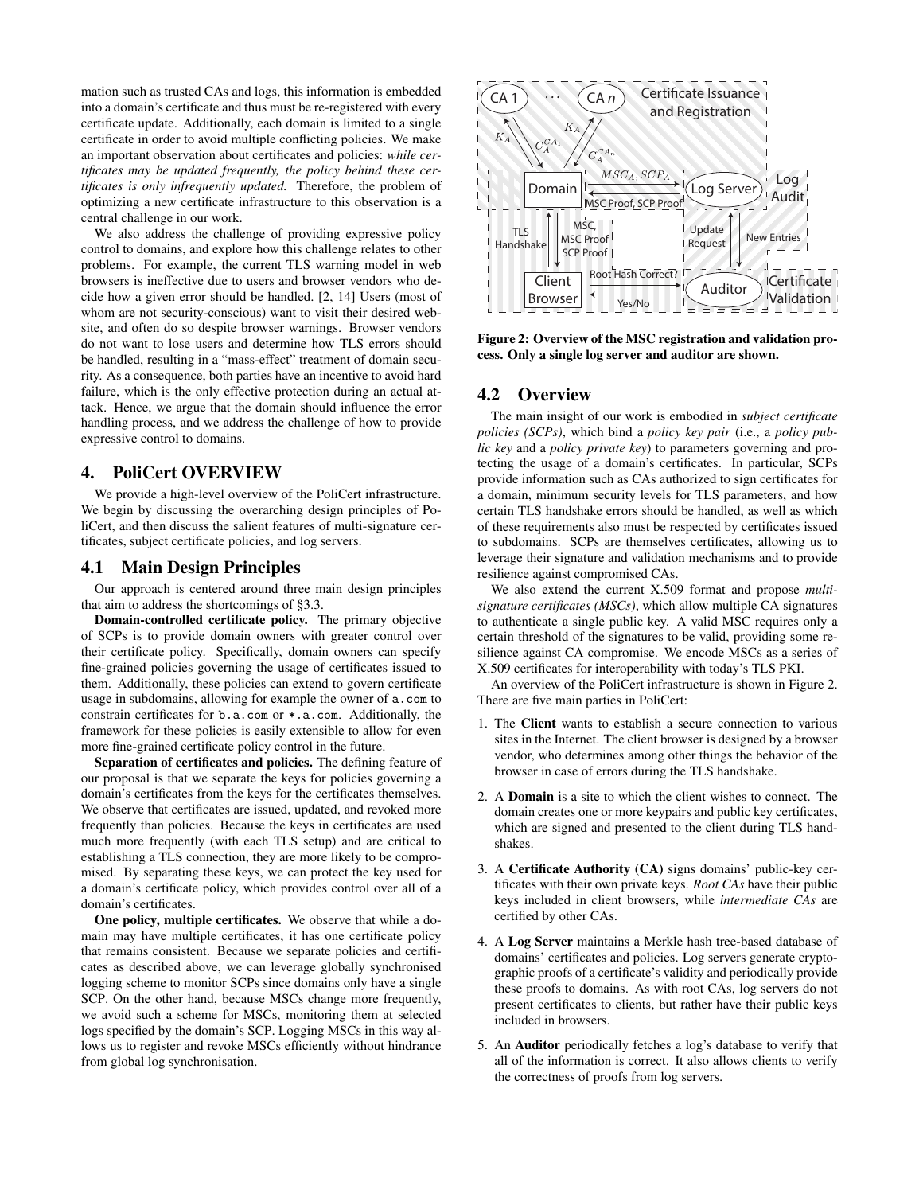mation such as trusted CAs and logs, this information is embedded into a domain's certificate and thus must be re-registered with every certificate update. Additionally, each domain is limited to a single certificate in order to avoid multiple conflicting policies. We make an important observation about certificates and policies: *while certificates may be updated frequently, the policy behind these certificates is only infrequently updated.* Therefore, the problem of optimizing a new certificate infrastructure to this observation is a central challenge in our work.

We also address the challenge of providing expressive policy control to domains, and explore how this challenge relates to other problems. For example, the current TLS warning model in web browsers is ineffective due to users and browser vendors who decide how a given error should be handled. [2, 14] Users (most of whom are not security-conscious) want to visit their desired website, and often do so despite browser warnings. Browser vendors do not want to lose users and determine how TLS errors should be handled, resulting in a "mass-effect" treatment of domain security. As a consequence, both parties have an incentive to avoid hard failure, which is the only effective protection during an actual attack. Hence, we argue that the domain should influence the error handling process, and we address the challenge of how to provide expressive control to domains.

# 4. PoliCert OVERVIEW

We provide a high-level overview of the PoliCert infrastructure. We begin by discussing the overarching design principles of PoliCert, and then discuss the salient features of multi-signature certificates, subject certificate policies, and log servers.

## 4.1 Main Design Principles

Our approach is centered around three main design principles that aim to address the shortcomings of §3.3.

**Domain-controlled certificate policy.** The primary objective of SCPs is to provide domain owners with greater control over their certificate policy. Specifically, domain owners can specify fine-grained policies governing the usage of certificates issued to them. Additionally, these policies can extend to govern certificate usage in subdomains, allowing for example the owner of `a.com` to constrain certificates for `b.a.com` or `*.a.com`. Additionally, the framework for these policies is easily extensible to allow for even more fine-grained certificate policy control in the future.

**Separation of certificates and policies.** The defining feature of our proposal is that we separate the keys for policies governing a domain's certificates from the keys for the certificates themselves. We observe that certificates are issued, updated, and revoked more frequently than policies. Because the keys in certificates are used much more frequently (with each TLS setup) and are critical to establishing a TLS connection, they are more likely to be compromised. By separating these keys, we can protect the key used for a domain's certificate policy, which provides control over all of a domain's certificates.

**One policy, multiple certificates.** We observe that while a domain may have multiple certificates, it has one certificate policy that remains consistent. Because we separate policies and certificates as described above, we can leverage globally synchronised logging scheme to monitor SCPs since domains only have a single SCP. On the other hand, because MSCs change more frequently, we avoid such a scheme for MSCs, monitoring them at selected logs specified by the domain's SCP. Logging MSCs in this way allows us to register and revoke MSCs efficiently without hindrance from global log synchronisation.

**Figure 2: Overview of the MSC registration and validation process. Only a single log server and auditor are shown.**

## 4.2 Overview

The main insight of our work is embodied in *subject certificate policies (SCPs)*, which bind a *policy key pair* (i.e., a *policy public key* and a *policy private key*) to parameters governing and protecting the usage of a domain's certificates. In particular, SCPs provide information such as CAs authorized to sign certificates for a domain, minimum security levels for TLS parameters, and how certain TLS handshake errors should be handled, as well as which of these requirements also must be respected by certificates issued to subdomains. SCPs are themselves certificates, allowing us to leverage their signature and validation mechanisms and to provide resilience against compromised CAs.

We also extend the current X.509 format and propose *multi-signature certificates (MSCs)*, which allow multiple CA signatures to authenticate a single public key. A valid MSC requires only a certain threshold of the signatures to be valid, providing some resilience against CA compromise. We encode MSCs as a series of X.509 certificates for interoperability with today's TLS PKI.

An overview of the PoliCert infrastructure is shown in Figure 2. There are five main parties in PoliCert:

1. The **Client** wants to establish a secure connection to various sites in the Internet. The client browser is designed by a browser vendor, who determines among other things the behavior of the browser in case of errors during the TLS handshake.
2. A **Domain** is a site to which the client wishes to connect. The domain creates one or more keypairs and public key certificates, which are signed and presented to the client during TLS handshakes.
3. A **Certificate Authority (CA)** signs domains' public-key certificates with their own private keys. *Root CAs* have their public keys included in client browsers, while *intermediate CAs* are certified by other CAs.
4. A **Log Server** maintains a Merkle hash tree-based database of domains' certificates and policies. Log servers generate cryptographic proofs of a certificate's validity and periodically provide these proofs to domains. As with root CAs, log servers do not present certificates to clients, but rather have their public keys included in browsers.
5. An **Auditor** periodically fetches a log's database to verify that all of the information is correct. It also allows clients to verify the correctness of proofs from log servers.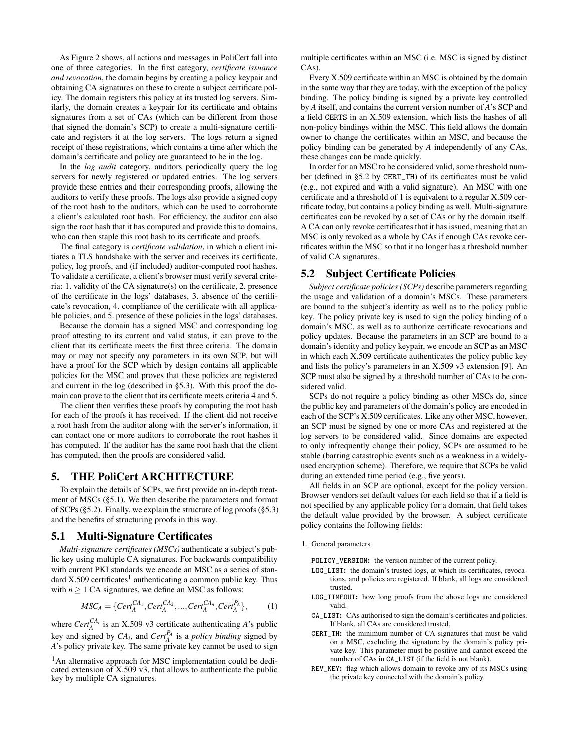As Figure 2 shows, all actions and messages in PoliCert fall into one of three categories. In the first category, *certificate issuance and revocation*, the domain begins by creating a policy keypair and obtaining CA signatures on these to create a subject certificate policy. The domain registers this policy at its trusted log servers. Similarly, the domain creates a keypair for its certificate and obtains signatures from a set of CAs (which can be different from those that signed the domain's SCP) to create a multi-signature certificate and registers it at the log servers. The logs return a signed receipt of these registrations, which contains a time after which the domain's certificate and policy are guaranteed to be in the log.

In the *log audit* category, auditors periodically query the log servers for newly registered or updated entries. The log servers provide these entries and their corresponding proofs, allowing the auditors to verify these proofs. The logs also provide a signed copy of the root hash to the auditors, which can be used to corroborate a client's calculated root hash. For efficiency, the auditor can also sign the root hash that it has computed and provide this to domains, who can then staple this root hash to its certificate and proofs.

The final category is *certificate validation*, in which a client initiates a TLS handshake with the server and receives its certificate, policy, log proofs, and (if included) auditor-computed root hashes. To validate a certificate, a client's browser must verify several criteria: 1. validity of the CA signature(s) on the certificate, 2. presence of the certificate in the logs' databases, 3. absence of the certificate's revocation, 4. compliance of the certificate with all applicable policies, and 5. presence of these policies in the logs' databases.

Because the domain has a signed MSC and corresponding log proof attesting to its current and valid status, it can prove to the client that its certificate meets the first three criteria. The domain may or may not specify any parameters in its own SCP, but will have a proof for the SCP which by design contains all applicable policies for the MSC and proves that these policies are registered and current in the log (described in §5.3). With this proof the domain can prove to the client that its certificate meets criteria 4 and 5.

The client then verifies these proofs by computing the root hash for each of the proofs it has received. If the client did not receive a root hash from the auditor along with the server's information, it can contact one or more auditors to corroborate the root hashes it has computed. If the auditor has the same root hash that the client has computed, then the proofs are considered valid.

# 5. THE PoliCert ARCHITECTURE

To explain the details of SCPs, we first provide an in-depth treatment of MSCs (§5.1). We then describe the parameters and format of SCPs (§5.2). Finally, we explain the structure of log proofs (§5.3) and the benefits of structuring proofs in this way.

## 5.1 Multi-Signature Certificates

*Multi-signature certificates (MSCs)* authenticate a subject's public key using multiple CA signatures. For backwards compatibility with current PKI standards we encode an MSC as a series of standard X.509 certificates[1] authenticating a common public key. Thus with $n \geq 1$ CA signatures, we define an MSC as follows:

$$MSC_A = \{Cert_A^{CA_1}, Cert_A^{CA_2}, ..., Cert_A^{CA_n}, Cert_A^{P_A}\}, \qquad (1)$$

where $Cert_A^{CA_i}$ is an X.509 v3 certificate authenticating $A$'s public key and signed by $CA_i$, and $Cert_A^{P_A}$ is a *policy binding* signed by $A$'s policy private key. The same private key cannot be used to sign multiple certificates within an MSC (i.e. MSC is signed by distinct CAs).

Every X.509 certificate within an MSC is obtained by the domain in the same way that they are today, with the exception of the policy binding. The policy binding is signed by a private key controlled by $A$ itself, and contains the current version number of $A$'s SCP and a field CERTS in an X.509 extension, which lists the hashes of all non-policy bindings within the MSC. This field allows the domain owner to change the certificates within an MSC, and because the policy binding can be generated by $A$ independently of any CAs, these changes can be made quickly.

In order for an MSC to be considered valid, some threshold number (defined in §5.2 by CERT_TH) of its certificates must be valid (e.g., not expired and with a valid signature). An MSC with one certificate and a threshold of 1 is equivalent to a regular X.509 certificate today, but contains a policy binding as well. Multi-signature certificates can be revoked by a set of CAs or by the domain itself. A CA can only revoke certificates that it has issued, meaning that an MSC is only revoked as a whole by CAs if enough CAs revoke certificates within the MSC so that it no longer has a threshold number of valid CA signatures.

[1] An alternative approach for MSC implementation could be dedicated extension of X.509 v3, that allows to authenticate the public key by multiple CA signatures.

## 5.2 Subject Certificate Policies

*Subject certificate policies (SCPs)* describe parameters regarding the usage and validation of a domain's MSCs. These parameters are bound to the subject's identity as well as to the policy public key. The policy private key is used to sign the policy binding of a domain's MSC, as well as to authorize certificate revocations and policy updates. Because the parameters in an SCP are bound to a domain's identity and policy keypair, we encode an SCP as an MSC in which each X.509 certificate authenticates the policy public key and lists the policy's parameters in an X.509 v3 extension [9]. An SCP must also be signed by a threshold number of CAs to be considered valid.

SCPs do not require a policy binding as other MSCs do, since the public key and parameters of the domain's policy are encoded in each of the SCP's X.509 certificates. Like any other MSC, however, an SCP must be signed by one or more CAs and registered at the log servers to be considered valid. Since domains are expected to only infrequently change their policy, SCPs are assumed to be stable (barring catastrophic events such as a weakness in a widely-used encryption scheme). Therefore, we require that SCPs be valid during an extended time period (e.g., five years).

All fields in an SCP are optional, except for the policy version. Browser vendors set default values for each field so that if a field is not specified by any applicable policy for a domain, that field takes the default value provided by the browser. A subject certificate policy contains the following fields:

1. General parameters

POLICY_VERSION: the version number of the current policy.

LOG_LIST: the domain's trusted logs, at which its certificates, revocations, and policies are registered. If blank, all logs are considered trusted.

LOG_TIMEOUT: how long proofs from the above logs are considered valid.

CA_LIST: CAs authorised to sign the domain's certificates and policies. If blank, all CAs are considered trusted.

CERT_TH: the minimum number of CA signatures that must be valid on a MSC, excluding the signature by the domain's policy private key. This parameter must be positive and cannot exceed the number of CAs in CA_LIST (if the field is not blank).

REV_KEY: flag which allows domain to revoke any of its MSCs using the private key connected with the domain's policy.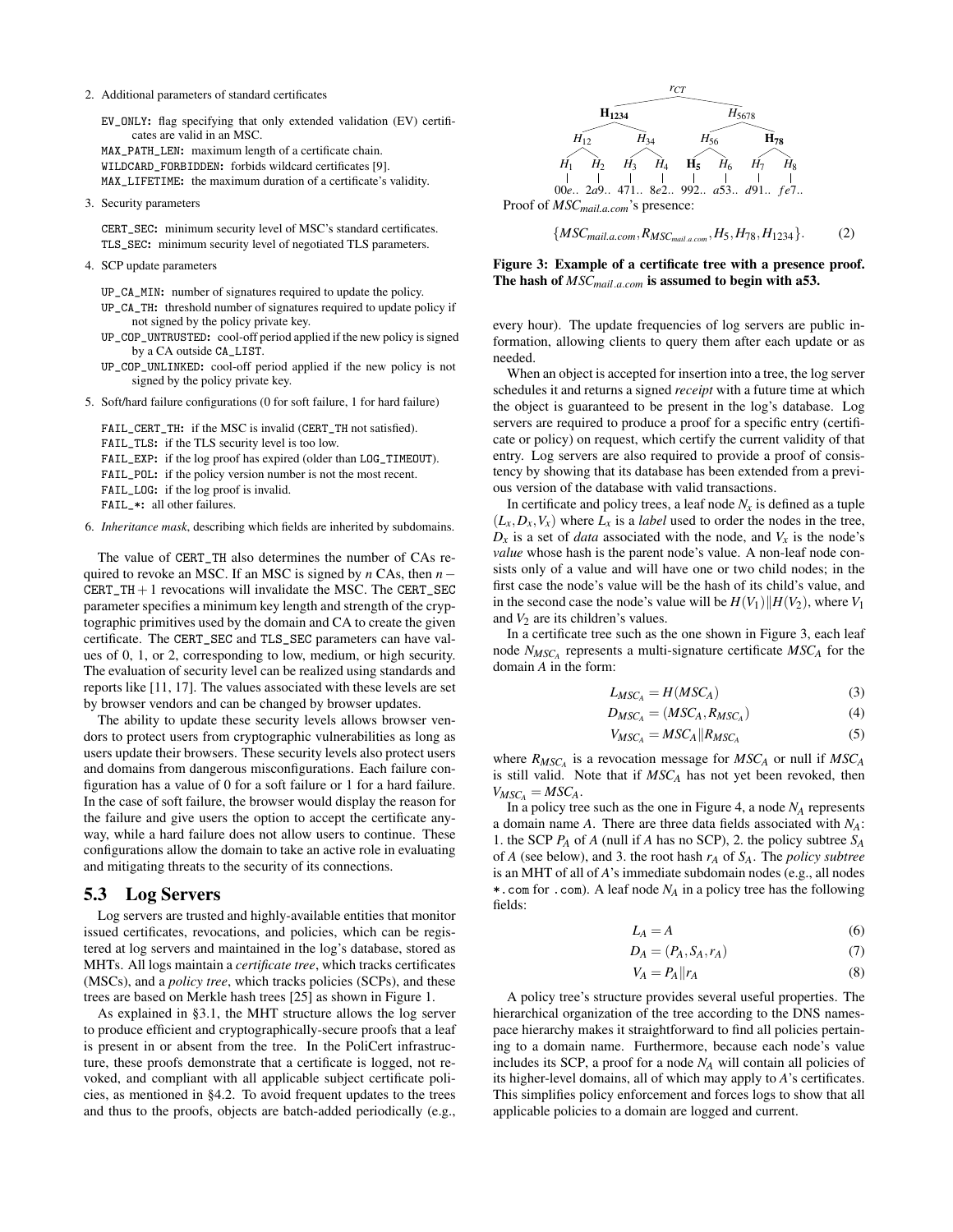2. Additional parameters of standard certificates

   EV_ONLY: flag specifying that only extended validation (EV) certificates are valid in an MSC.
   MAX_PATH_LEN: maximum length of a certificate chain.
   WILDCARD_FORBIDDEN: forbids wildcard certificates [9].
   MAX_LIFETIME: the maximum duration of a certificate's validity.

3. Security parameters

   CERT_SEC: minimum security level of MSC's standard certificates.
   TLS_SEC: minimum security level of negotiated TLS parameters.

4. SCP update parameters

   UP_CA_MIN: number of signatures required to update the policy.
   UP_CA_TH: threshold number of signatures required to update policy if not signed by the policy private key.
   UP_COP_UNTRUSTED: cool-off period applied if the new policy is signed by a CA outside CA_LIST.
   UP_COP_UNLINKED: cool-off period applied if the new policy is not signed by the policy private key.

5. Soft/hard failure configurations (0 for soft failure, 1 for hard failure)

   FAIL_CERT_TH: if the MSC is invalid (CERT_TH not satisfied).
   FAIL_TLS: if the TLS security level is too low.
   FAIL_EXP: if the log proof has expired (older than LOG_TIMEOUT).
   FAIL_POL: if the policy version number is not the most recent.
   FAIL_LOG: if the log proof is invalid.
   FAIL_*: all other failures.

6. *Inheritance mask*, describing which fields are inherited by subdomains.

The value of CERT_TH also determines the number of CAs required to revoke an MSC. If an MSC is signed by $n$ CAs, then $n -$ CERT_TH $+ 1$ revocations will invalidate the MSC. The CERT_SEC parameter specifies a minimum key length and strength of the cryptographic primitives used by the domain and CA to create the given certificate. The CERT_SEC and TLS_SEC parameters can have values of 0, 1, or 2, corresponding to low, medium, or high security. The evaluation of security level can be realized using standards and reports like [11, 17]. The values associated with these levels are set by browser vendors and can be changed by browser updates.

The ability to update these security levels allows browser vendors to protect users from cryptographic vulnerabilities as long as users update their browsers. These security levels also protect users and domains from dangerous misconfigurations. Each failure configuration has a value of 0 for a soft failure or 1 for a hard failure. In the case of soft failure, the browser would display the reason for the failure and give users the option to accept the certificate anyway, while a hard failure does not allow users to continue. These configurations allow the domain to take an active role in evaluating and mitigating threats to the security of its connections.

## 5.3 Log Servers

Log servers are trusted and highly-available entities that monitor issued certificates, revocations, and policies, which can be registered at log servers and maintained in the log's database, stored as MHTs. All logs maintain a *certificate tree*, which tracks certificates (MSCs), and a *policy tree*, which tracks policies (SCPs), and these trees are based on Merkle hash trees [25] as shown in Figure 1.

As explained in §3.1, the MHT structure allows the log server to produce efficient and cryptographically-secure proofs that a leaf is present in or absent from the tree. In the PoliCert infrastructure, these proofs demonstrate that a certificate is logged, not revoked, and compliant with all applicable subject certificate policies, as mentioned in §4.2. To avoid frequent updates to the trees and thus to the proofs, objects are batch-added periodically (e.g., every hour). The update frequencies of log servers are public information, allowing clients to query them after each update or as needed.

$r_{CT}$ — $\mathbf{H_{1234}}$, $H_{5678}$ — $H_{12}$, $H_{34}$, $H_{56}$, $\mathbf{H_{78}}$ — $H_1$, $H_2$, $H_3$, $H_4$, $\mathbf{H_5}$, $H_6$, $H_7$, $H_8$ — 00*e*.. 2*a*9.. 471.. 8*e*2.. 992.. *a*53.. *d*91.. *fe*7..

Proof of $MSC_{mail.a.com}$'s presence:

$$\{MSC_{mail.a.com}, R_{MSC_{mail.a.com}}, H_5, H_{78}, H_{1234}\}. \tag{2}$$

**Figure 3: Example of a certificate tree with a presence proof. The hash of $MSC_{mail.a.com}$ is assumed to begin with a53.**

When an object is accepted for insertion into a tree, the log server schedules it and returns a signed *receipt* with a future time at which the object is guaranteed to be present in the log's database. Log servers are required to produce a proof for a specific entry (certificate or policy) on request, which certify the current validity of that entry. Log servers are also required to provide a proof of consistency by showing that its database has been extended from a previous version of the database with valid transactions.

In certificate and policy trees, a leaf node $N_x$ is defined as a tuple $(L_x, D_x, V_x)$ where $L_x$ is a *label* used to order the nodes in the tree, $D_x$ is a set of *data* associated with the node, and $V_x$ is the node's *value* whose hash is the parent node's value. A non-leaf node consists only of a value and will have one or two child nodes; in the first case the node's value will be the hash of its child's value, and in the second case the node's value will be $H(V_1)\|H(V_2)$, where $V_1$ and $V_2$ are its children's values.

In a certificate tree such as the one shown in Figure 3, each leaf node $N_{MSC_A}$ represents a multi-signature certificate $MSC_A$ for the domain $A$ in the form:

$$L_{MSC_A} = H(MSC_A) \tag{3}$$

$$D_{MSC_A} = (MSC_A, R_{MSC_A}) \tag{4}$$

$$V_{MSC_A} = MSC_A \| R_{MSC_A} \tag{5}$$

where $R_{MSC_A}$ is a revocation message for $MSC_A$ or null if $MSC_A$ is still valid. Note that if $MSC_A$ has not yet been revoked, then $V_{MSC_A} = MSC_A$.

In a policy tree such as the one in Figure 4, a node $N_A$ represents a domain name $A$. There are three data fields associated with $N_A$: 1. the SCP $P_A$ of $A$ (null if $A$ has no SCP), 2. the policy subtree $S_A$ of $A$ (see below), and 3. the root hash $r_A$ of $S_A$. The *policy subtree* is an MHT of all of $A$'s immediate subdomain nodes (e.g., all nodes *.com for .com). A leaf node $N_A$ in a policy tree has the following fields:

$$L_A = A \tag{6}$$

$$D_A = (P_A, S_A, r_A) \tag{7}$$

$$V_A = P_A \| r_A \tag{8}$$

A policy tree's structure provides several useful properties. The hierarchical organization of the tree according to the DNS namespace hierarchy makes it straightforward to find all policies pertaining to a domain name. Furthermore, because each node's value includes its SCP, a proof for a node $N_A$ will contain all policies of its higher-level domains, all of which may apply to $A$'s certificates. This simplifies policy enforcement and forces logs to show that all applicable policies to a domain are logged and current.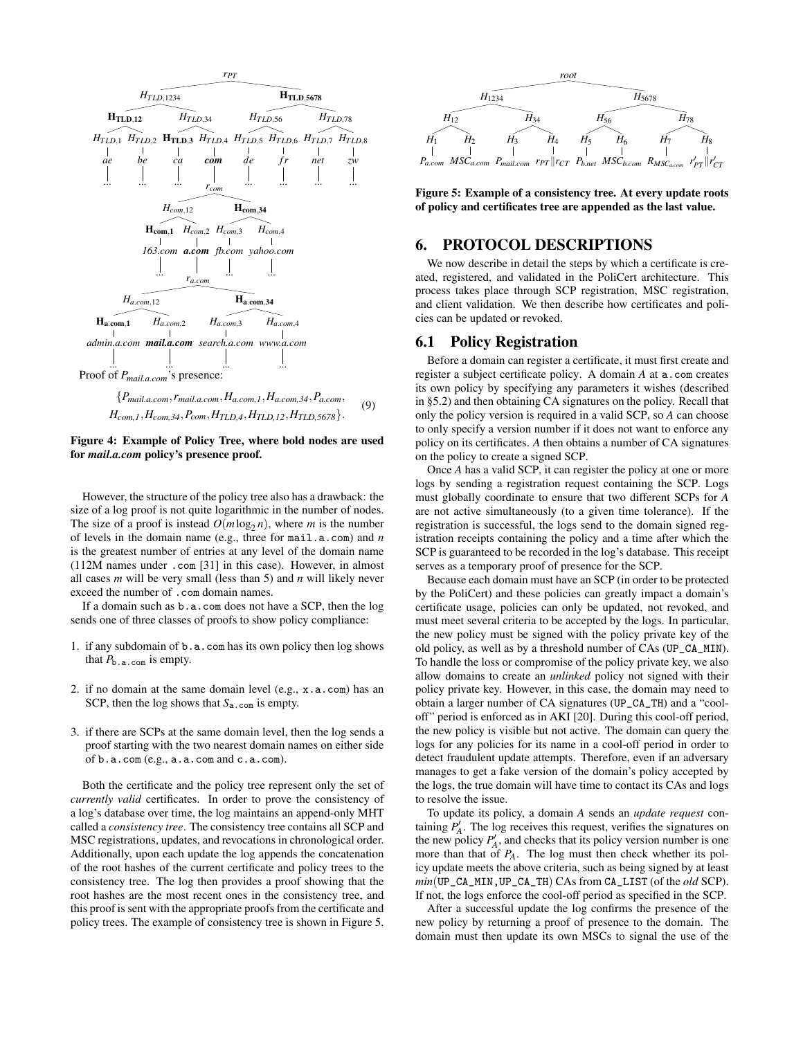Proof of $P_{mail.a.com}$'s presence:

$$\{P_{mail.a.com}, r_{mail.a.com}, H_{a.com,1}, H_{a.com,34}, P_{a.com}, H_{com,1}, H_{com,34}, P_{com}, H_{TLD,4}, H_{TLD,12}, H_{TLD,5678}\}. \quad (9)$$

**Figure 4: Example of Policy Tree, where bold nodes are used for *mail.a.com* policy's presence proof.**

However, the structure of the policy tree also has a drawback: the size of a log proof is not quite logarithmic in the number of nodes. The size of a proof is instead $O(m \log_2 n)$, where $m$ is the number of levels in the domain name (e.g., three for `mail.a.com`) and $n$ is the greatest number of entries at any level of the domain name (112M names under `.com` [31] in this case). However, in almost all cases $m$ will be very small (less than 5) and $n$ will likely never exceed the number of `.com` domain names.

If a domain such as `b.a.com` does not have a SCP, then the log sends one of three classes of proofs to show policy compliance:

1. if any subdomain of `b.a.com` has its own policy then log shows that $P_{\texttt{b.a.com}}$ is empty.
2. if no domain at the same domain level (e.g., `x.a.com`) has an SCP, then the log shows that $S_{\texttt{a.com}}$ is empty.
3. if there are SCPs at the same domain level, then the log sends a proof starting with the two nearest domain names on either side of `b.a.com` (e.g., `a.a.com` and `c.a.com`).

Both the certificate and the policy tree represent only the set of *currently valid* certificates. In order to prove the consistency of a log's database over time, the log maintains an append-only MHT called a *consistency tree*. The consistency tree contains all SCP and MSC registrations, updates, and revocations in chronological order. Additionally, upon each update the log appends the concatenation of the root hashes of the current certificate and policy trees to the consistency tree. The log then provides a proof showing that the root hashes are the most recent ones in the consistency tree, and this proof is sent with the appropriate proofs from the certificate and policy trees. The example of consistency tree is shown in Figure 5.

**Figure 5: Example of a consistency tree. At every update roots of policy and certificates tree are appended as the last value.**

# 6. PROTOCOL DESCRIPTIONS

We now describe in detail the steps by which a certificate is created, registered, and validated in the PoliCert architecture. This process takes place through SCP registration, MSC registration, and client validation. We then describe how certificates and policies can be updated or revoked.

## 6.1 Policy Registration

Before a domain can register a certificate, it must first create and register a subject certificate policy. A domain $A$ at `a.com` creates its own policy by specifying any parameters it wishes (described in §5.2) and then obtaining CA signatures on the policy. Recall that only the policy version is required in a valid SCP, so $A$ can choose to only specify a version number if it does not want to enforce any policy on its certificates. $A$ then obtains a number of CA signatures on the policy to create a signed SCP.

Once $A$ has a valid SCP, it can register the policy at one or more logs by sending a registration request containing the SCP. Logs must globally coordinate to ensure that two different SCPs for $A$ are not active simultaneously (to a given time tolerance). If the registration is successful, the logs send to the domain signed registration receipts containing the policy and a time after which the SCP is guaranteed to be recorded in the log's database. This receipt serves as a temporary proof of presence for the SCP.

Because each domain must have an SCP (in order to be protected by the PoliCert) and these policies can greatly impact a domain's certificate usage, policies can only be updated, not revoked, and must meet several criteria to be accepted by the logs. In particular, the new policy must be signed with the policy private key of the old policy, as well as by a threshold number of CAs (`UP_CA_MIN`). To handle the loss or compromise of the policy private key, we also allow domains to create an *unlinked* policy not signed with their policy private key. However, in this case, the domain may need to obtain a larger number of CA signatures (`UP_CA_TH`) and a "cool-off" period is enforced as in AKI [20]. During this cool-off period, the new policy is visible but not active. The domain can query the logs for any policies for its name in a cool-off period in order to detect fraudulent update attempts. Therefore, even if an adversary manages to get a fake version of the domain's policy accepted by the logs, the true domain will have time to contact its CAs and logs to resolve the issue.

To update its policy, a domain $A$ sends an *update request* containing $P'_A$. The log receives this request, verifies the signatures on the new policy $P'_A$, and checks that its policy version number is one more than that of $P_A$. The log must then check whether its policy update meets the above criteria, such as being signed by at least $min$(`UP_CA_MIN`,`UP_CA_TH`) CAs from `CA_LIST` (of the *old* SCP). If not, the logs enforce the cool-off period as specified in the SCP.

After a successful update the log confirms the presence of the new policy by returning a proof of presence to the domain. The domain must then update its own MSCs to signal the use of the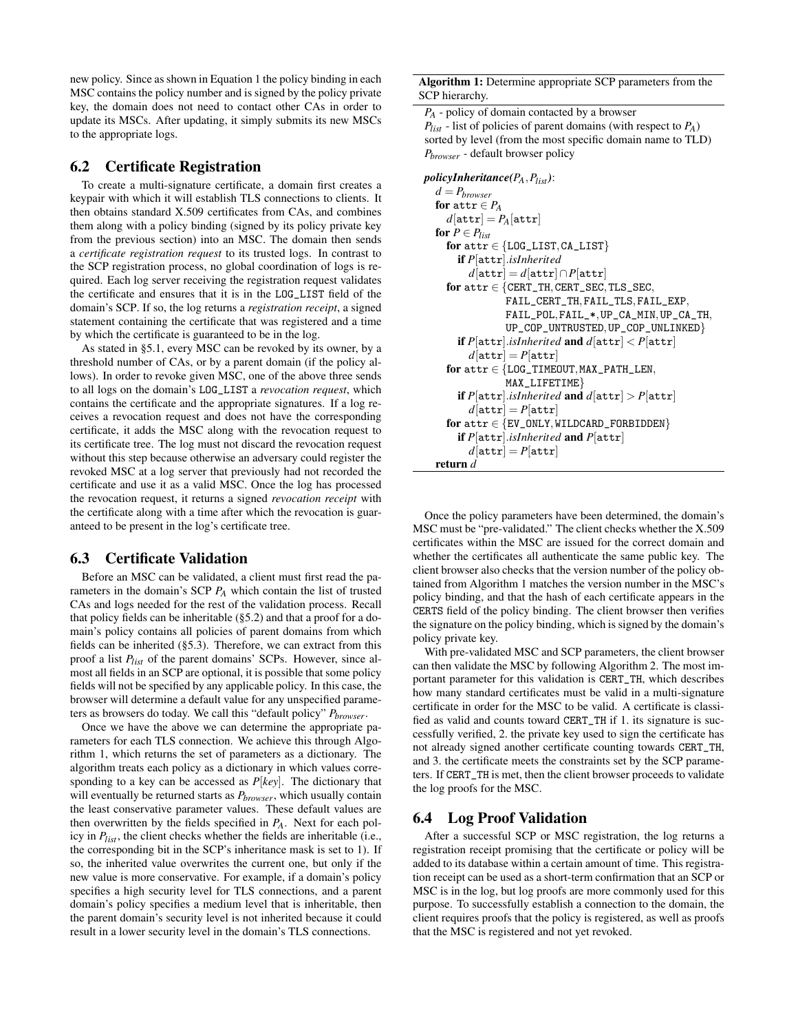new policy. Since as shown in Equation 1 the policy binding in each MSC contains the policy number and is signed by the policy private key, the domain does not need to contact other CAs in order to update its MSCs. After updating, it simply submits its new MSCs to the appropriate logs.

## 6.2 Certificate Registration

To create a multi-signature certificate, a domain first creates a keypair with which it will establish TLS connections to clients. It then obtains standard X.509 certificates from CAs, and combines them along with a policy binding (signed by its policy private key from the previous section) into an MSC. The domain then sends a *certificate registration request* to its trusted logs. In contrast to the SCP registration process, no global coordination of logs is required. Each log server receiving the registration request validates the certificate and ensures that it is in the LOG_LIST field of the domain's SCP. If so, the log returns a *registration receipt*, a signed statement containing the certificate that was registered and a time by which the certificate is guaranteed to be in the log.

As stated in §5.1, every MSC can be revoked by its owner, by a threshold number of CAs, or by a parent domain (if the policy allows). In order to revoke given MSC, one of the above three sends to all logs on the domain's LOG_LIST a *revocation request*, which contains the certificate and the appropriate signatures. If a log receives a revocation request and does not have the corresponding certificate, it adds the MSC along with the revocation request to its certificate tree. The log must not discard the revocation request without this step because otherwise an adversary could register the revoked MSC at a log server that previously had not recorded the certificate and use it as a valid MSC. Once the log has processed the revocation request, it returns a signed *revocation receipt* with the certificate along with a time after which the revocation is guaranteed to be present in the log's certificate tree.

## 6.3 Certificate Validation

Before an MSC can be validated, a client must first read the parameters in the domain's SCP $P_A$ which contain the list of trusted CAs and logs needed for the rest of the validation process. Recall that policy fields can be inheritable (§5.2) and that a proof for a domain's policy contains all policies of parent domains from which fields can be inherited (§5.3). Therefore, we can extract from this proof a list $P_{list}$ of the parent domains' SCPs. However, since almost all fields in an SCP are optional, it is possible that some policy fields will not be specified by any applicable policy. In this case, the browser will determine a default value for any unspecified parameters as browsers do today. We call this "default policy" $P_{browser}$.

Once we have the above we can determine the appropriate parameters for each TLS connection. We achieve this through Algorithm 1, which returns the set of parameters as a dictionary. The algorithm treats each policy as a dictionary in which values corresponding to a key can be accessed as $P[key]$. The dictionary that will eventually be returned starts as $P_{browser}$, which usually contain the least conservative parameter values. These default values are then overwritten by the fields specified in $P_A$. Next for each policy in $P_{list}$, the client checks whether the fields are inheritable (i.e., the corresponding bit in the SCP's inheritance mask is set to 1). If so, the inherited value overwrites the current one, but only if the new value is more conservative. For example, if a domain's policy specifies a high security level for TLS connections, and a parent domain's policy specifies a medium level that is inheritable, then the parent domain's security level is not inherited because it could result in a lower security level in the domain's TLS connections.

**Algorithm 1:** Determine appropriate SCP parameters from the SCP hierarchy.

$P_A$ - policy of domain contacted by a browser
$P_{list}$ - list of policies of parent domains (with respect to $P_A$) sorted by level (from the most specific domain name to TLD)
$P_{browser}$ - default browser policy

```
policyInheritance(P_A, P_list):
  d = P_browser
  for attr ∈ P_A
    d[attr] = P_A[attr]
  for P ∈ P_list
    for attr ∈ {LOG_LIST, CA_LIST}
      if P[attr].isInherited
        d[attr] = d[attr] ∩ P[attr]
    for attr ∈ {CERT_TH, CERT_SEC, TLS_SEC,
                FAIL_CERT_TH, FAIL_TLS, FAIL_EXP,
                FAIL_POL, FAIL_*, UP_CA_MIN, UP_CA_TH,
                UP_COP_UNTRUSTED, UP_COP_UNLINKED}
      if P[attr].isInherited and d[attr] < P[attr]
        d[attr] = P[attr]
    for attr ∈ {LOG_TIMEOUT, MAX_PATH_LEN,
                MAX_LIFETIME}
      if P[attr].isInherited and d[attr] > P[attr]
        d[attr] = P[attr]
    for attr ∈ {EV_ONLY, WILDCARD_FORBIDDEN}
      if P[attr].isInherited and P[attr]
        d[attr] = P[attr]
  return d
```

Once the policy parameters have been determined, the domain's MSC must be "pre-validated." The client checks whether the X.509 certificates within the MSC are issued for the correct domain and whether the certificates all authenticate the same public key. The client browser also checks that the version number of the policy obtained from Algorithm 1 matches the version number in the MSC's policy binding, and that the hash of each certificate appears in the CERTS field of the policy binding. The client browser then verifies the signature on the policy binding, which is signed by the domain's policy private key.

With pre-validated MSC and SCP parameters, the client browser can then validate the MSC by following Algorithm 2. The most important parameter for this validation is CERT_TH, which describes how many standard certificates must be valid in a multi-signature certificate in order for the MSC to be valid. A certificate is classified as valid and counts toward CERT_TH if 1. its signature is successfully verified, 2. the private key used to sign the certificate has not already signed another certificate counting towards CERT_TH, and 3. the certificate meets the constraints set by the SCP parameters. If CERT_TH is met, then the client browser proceeds to validate the log proofs for the MSC.

## 6.4 Log Proof Validation

After a successful SCP or MSC registration, the log returns a registration receipt promising that the certificate or policy will be added to its database within a certain amount of time. This registration receipt can be used as a short-term confirmation that an SCP or MSC is in the log, but log proofs are more commonly used for this purpose. To successfully establish a connection to the domain, the client requires proofs that the policy is registered, as well as proofs that the MSC is registered and not yet revoked.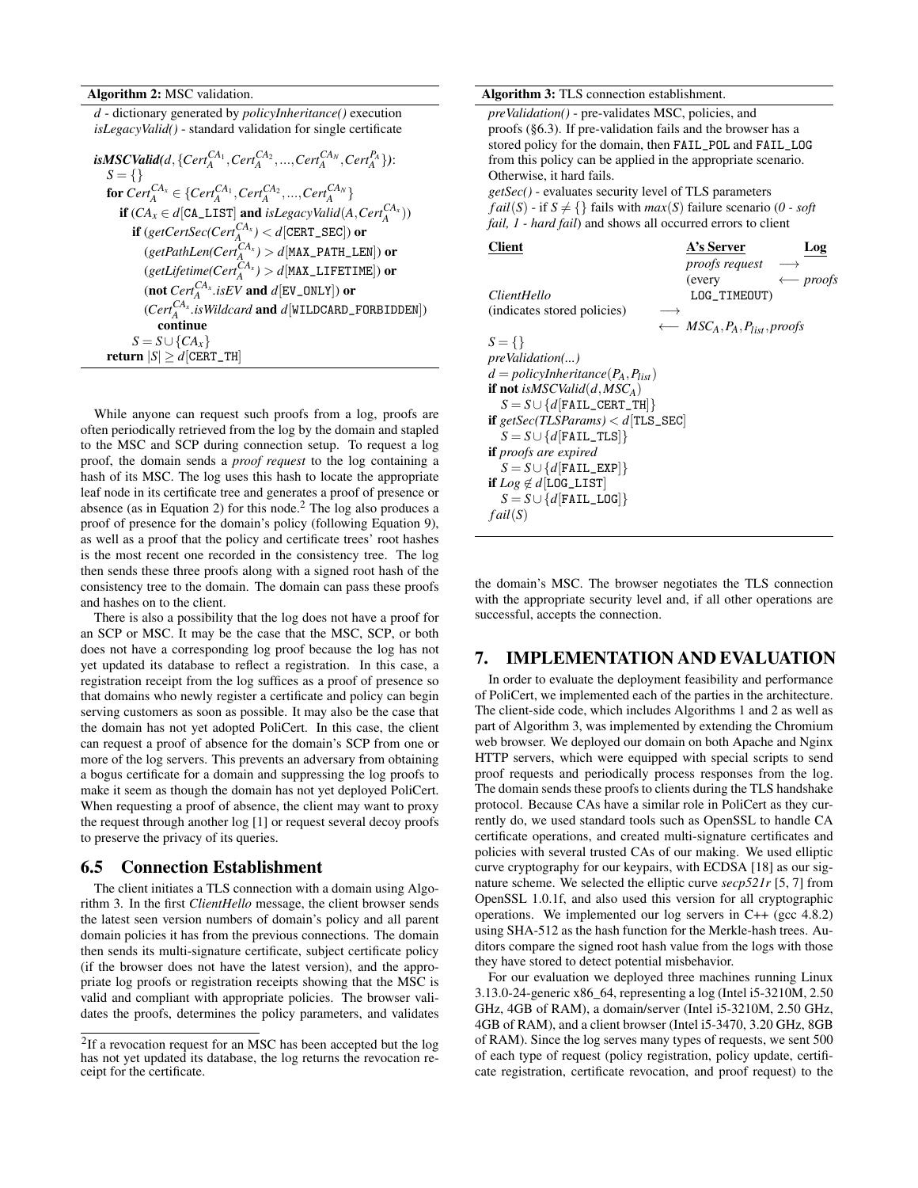**Algorithm 2:** MSC validation.

*d* - dictionary generated by *policyInheritance()* execution
*isLegacyValid()* - standard validation for single certificate

```
isMSCValid(d, {Cert_A^{CA_1}, Cert_A^{CA_2}, ..., Cert_A^{CA_N}, Cert_A^{P_A}}):
  S = {}
  for Cert_A^{CA_x} ∈ {Cert_A^{CA_1}, Cert_A^{CA_2}, ..., Cert_A^{CA_N}}
    if (CA_x ∈ d[CA_LIST] and isLegacyValid(A, Cert_A^{CA_x}))
      if (getCertSec(Cert_A^{CA_x}) < d[CERT_SEC]) or
         (getPathLen(Cert_A^{CA_x}) > d[MAX_PATH_LEN]) or
         (getLifetime(Cert_A^{CA_x}) > d[MAX_LIFETIME]) or
         (not Cert_A^{CA_x}.isEV and d[EV_ONLY]) or
         (Cert_A^{CA_x}.isWildcard and d[WILDCARD_FORBIDDEN])
          continue
      S = S ∪ {CA_x}
  return |S| ≥ d[CERT_TH]
```

While anyone can request such proofs from a log, proofs are often periodically retrieved from the log by the domain and stapled to the MSC and SCP during connection setup. To request a log proof, the domain sends a *proof request* to the log containing a hash of its MSC. The log uses this hash to locate the appropriate leaf node in its certificate tree and generates a proof of presence or absence (as in Equation 2) for this node.[2] The log also produces a proof of presence for the domain's policy (following Equation 9), as well as a proof that the policy and certificate trees' root hashes is the most recent one recorded in the consistency tree. The log then sends these three proofs along with a signed root hash of the consistency tree to the domain. The domain can pass these proofs and hashes on to the client.

There is also a possibility that the log does not have a proof for an SCP or MSC. It may be the case that the MSC, SCP, or both does not have a corresponding log proof because the log has not yet updated its database to reflect a registration. In this case, a registration receipt from the log suffices as a proof of presence so that domains who newly register a certificate and policy can begin serving customers as soon as possible. It may also be the case that the domain has not yet adopted PoliCert. In this case, the client can request a proof of absence for the domain's SCP from one or more of the log servers. This prevents an adversary from obtaining a bogus certificate for a domain and suppressing the log proofs to make it seem as though the domain has not yet deployed PoliCert. When requesting a proof of absence, the client may want to proxy the request through another log [1] or request several decoy proofs to preserve the privacy of its queries.

### 6.5 Connection Establishment

The client initiates a TLS connection with a domain using Algorithm 3. In the first *ClientHello* message, the client browser sends the latest seen version numbers of domain's policy and all parent domain policies it has from the previous connections. The domain then sends its multi-signature certificate, subject certificate policy (if the browser does not have the latest version), and the appropriate log proofs or registration receipts showing that the MSC is valid and compliant with appropriate policies. The browser validates the proofs, determines the policy parameters, and validates

[2] If a revocation request for an MSC has been accepted but the log has not yet updated its database, the log returns the revocation receipt for the certificate.

**Algorithm 3:** TLS connection establishment.

*preValidation()* - pre-validates MSC, policies, and proofs (§6.3). If pre-validation fails and the browser has a stored policy for the domain, then FAIL_POL and FAIL_LOG from this policy can be applied in the appropriate scenario. Otherwise, it hard fails.
*getSec()* - evaluates security level of TLS parameters
*fail(S)* - if $S \neq \{\}$ fails with *max(S)* failure scenario (*0 - soft fail, 1 - hard fail*) and shows all occurred errors to client

| **Client** | | **A's Server** | | **Log** |
|---|---|---|---|---|
| | | *proofs request* (every LOG_TIMEOUT) | ⟶ ⟵ | *proofs* |
| *ClientHello* (indicates stored policies) | ⟶ | | | |
| | ⟵ | $MSC_A, P_A, P_{list}, proofs$ | | |

```
S = {}
preValidation(...)
d = policyInheritance(P_A, P_list)
if not isMSCValid(d, MSC_A)
  S = S ∪ {d[FAIL_CERT_TH]}
if getSec(TLSParams) < d[TLS_SEC]
  S = S ∪ {d[FAIL_TLS]}
if proofs are expired
  S = S ∪ {d[FAIL_EXP]}
if Log ∉ d[LOG_LIST]
  S = S ∪ {d[FAIL_LOG]}
fail(S)
```

the domain's MSC. The browser negotiates the TLS connection with the appropriate security level and, if all other operations are successful, accepts the connection.

## 7. IMPLEMENTATION AND EVALUATION

In order to evaluate the deployment feasibility and performance of PoliCert, we implemented each of the parties in the architecture. The client-side code, which includes Algorithms 1 and 2 as well as part of Algorithm 3, was implemented by extending the Chromium web browser. We deployed our domain on both Apache and Nginx HTTP servers, which were equipped with special scripts to send proof requests and periodically process responses from the log. The domain sends these proofs to clients during the TLS handshake protocol. Because CAs have a similar role in PoliCert as they currently do, we used standard tools such as OpenSSL to handle CA certificate operations, and created multi-signature certificates and policies with several trusted CAs of our making. We used elliptic curve cryptography for our keypairs, with ECDSA [18] as our signature scheme. We selected the elliptic curve *secp521r* [5, 7] from OpenSSL 1.0.1f, and also used this version for all cryptographic operations. We implemented our log servers in C++ (gcc 4.8.2) using SHA-512 as the hash function for the Merkle-hash trees. Auditors compare the signed root hash value from the logs with those they have stored to detect potential misbehavior.

For our evaluation we deployed three machines running Linux 3.13.0-24-generic x86_64, representing a log (Intel i5-3210M, 2.50 GHz, 4GB of RAM), a domain/server (Intel i5-3210M, 2.50 GHz, 4GB of RAM), and a client browser (Intel i5-3470, 3.20 GHz, 8GB of RAM). Since the log serves many types of requests, we sent 500 of each type of request (policy registration, policy update, certificate registration, certificate revocation, and proof request) to the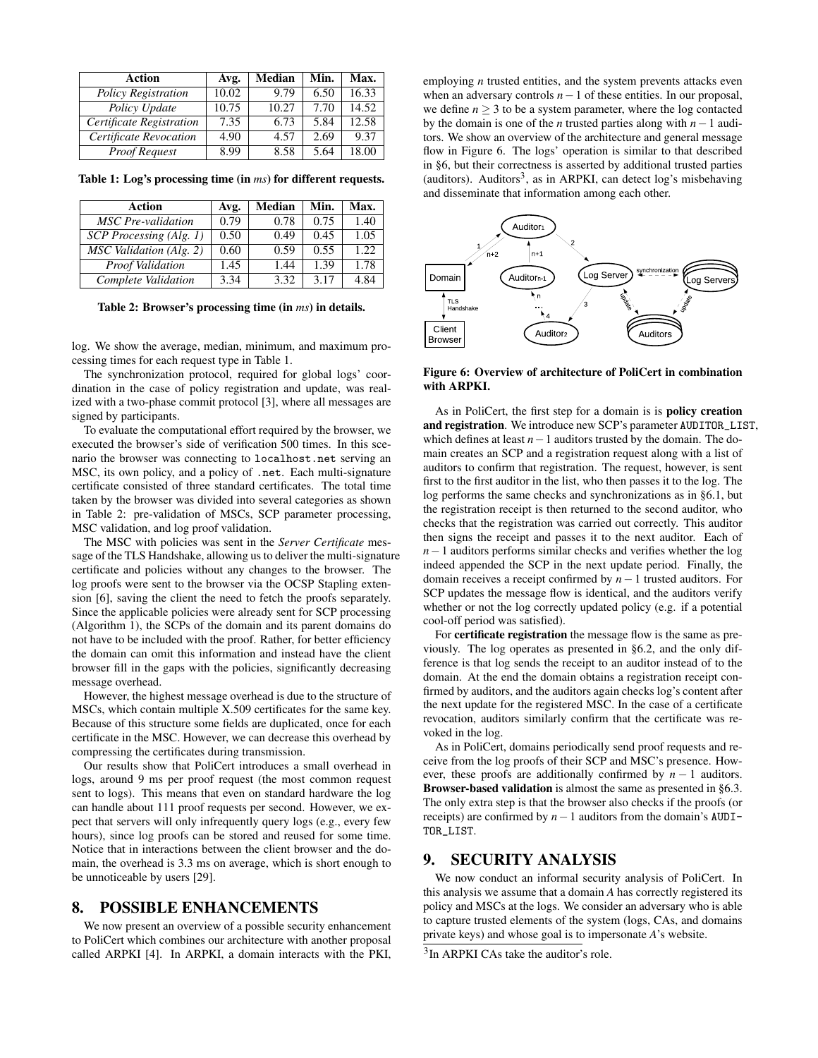| Action | Avg. | Median | Min. | Max. |
| --- | --- | --- | --- | --- |
| *Policy Registration* | 10.02 | 9.79 | 6.50 | 16.33 |
| *Policy Update* | 10.75 | 10.27 | 7.70 | 14.52 |
| *Certificate Registration* | 7.35 | 6.73 | 5.84 | 12.58 |
| *Certificate Revocation* | 4.90 | 4.57 | 2.69 | 9.37 |
| *Proof Request* | 8.99 | 8.58 | 5.64 | 18.00 |

**Table 1: Log's processing time (in *ms*) for different requests.**

| Action | Avg. | Median | Min. | Max. |
| --- | --- | --- | --- | --- |
| *MSC Pre-validation* | 0.79 | 0.78 | 0.75 | 1.40 |
| *SCP Processing (Alg. 1)* | 0.50 | 0.49 | 0.45 | 1.05 |
| *MSC Validation (Alg. 2)* | 0.60 | 0.59 | 0.55 | 1.22 |
| *Proof Validation* | 1.45 | 1.44 | 1.39 | 1.78 |
| *Complete Validation* | 3.34 | 3.32 | 3.17 | 4.84 |

**Table 2: Browser's processing time (in *ms*) in details.**

log. We show the average, median, minimum, and maximum processing times for each request type in Table 1.

The synchronization protocol, required for global logs' coordination in the case of policy registration and update, was realized with a two-phase commit protocol [3], where all messages are signed by participants.

To evaluate the computational effort required by the browser, we executed the browser's side of verification 500 times. In this scenario the browser was connecting to `localhost.net` serving an MSC, its own policy, and a policy of `.net`. Each multi-signature certificate consisted of three standard certificates. The total time taken by the browser was divided into several categories as shown in Table 2: pre-validation of MSCs, SCP parameter processing, MSC validation, and log proof validation.

The MSC with policies was sent in the *Server Certificate* message of the TLS Handshake, allowing us to deliver the multi-signature certificate and policies without any changes to the browser. The log proofs were sent to the browser via the OCSP Stapling extension [6], saving the client the need to fetch the proofs separately. Since the applicable policies were already sent for SCP processing (Algorithm 1), the SCPs of the domain and its parent domains do not have to be included with the proof. Rather, for better efficiency the domain can omit this information and instead have the client browser fill in the gaps with the policies, significantly decreasing message overhead.

However, the highest message overhead is due to the structure of MSCs, which contain multiple X.509 certificates for the same key. Because of this structure some fields are duplicated, once for each certificate in the MSC. However, we can decrease this overhead by compressing the certificates during transmission.

Our results show that PoliCert introduces a small overhead in logs, around 9 ms per proof request (the most common request sent to logs). This means that even on standard hardware the log can handle about 111 proof requests per second. However, we expect that servers will only infrequently query logs (e.g., every few hours), since log proofs can be stored and reused for some time. Notice that in interactions between the client browser and the domain, the overhead is 3.3 ms on average, which is short enough to be unnoticeable by users [29].

# 8. POSSIBLE ENHANCEMENTS

We now present an overview of a possible security enhancement to PoliCert which combines our architecture with another proposal called ARPKI [4]. In ARPKI, a domain interacts with the PKI, employing $n$ trusted entities, and the system prevents attacks even when an adversary controls $n-1$ of these entities. In our proposal, we define $n \geq 3$ to be a system parameter, where the log contacted by the domain is one of the $n$ trusted parties along with $n-1$ auditors. We show an overview of the architecture and general message flow in Figure 6. The logs' operation is similar to that described in §6, but their correctness is asserted by additional trusted parties (auditors). Auditors[3], as in ARPKI, can detect log's misbehaving and disseminate that information among each other.

**Figure 6: Overview of architecture of PoliCert in combination with ARPKI.**

As in PoliCert, the first step for a domain is is **policy creation and registration**. We introduce new SCP's parameter `AUDITOR_LIST`, which defines at least $n-1$ auditors trusted by the domain. The domain creates an SCP and a registration request along with a list of auditors to confirm that registration. The request, however, is sent first to the first auditor in the list, who then passes it to the log. The log performs the same checks and synchronizations as in §6.1, but the registration receipt is then returned to the second auditor, who checks that the registration was carried out correctly. This auditor then signs the receipt and passes it to the next auditor. Each of $n-1$ auditors performs similar checks and verifies whether the log indeed appended the SCP in the next update period. Finally, the domain receives a receipt confirmed by $n-1$ trusted auditors. For SCP updates the message flow is identical, and the auditors verify whether or not the log correctly updated policy (e.g. if a potential cool-off period was satisfied).

For **certificate registration** the message flow is the same as previously. The log operates as presented in §6.2, and the only difference is that log sends the receipt to an auditor instead of to the domain. At the end the domain obtains a registration receipt confirmed by auditors, and the auditors again checks log's content after the next update for the registered MSC. In the case of a certificate revocation, auditors similarly confirm that the certificate was revoked in the log.

As in PoliCert, domains periodically send proof requests and receive from the log proofs of their SCP and MSC's presence. However, these proofs are additionally confirmed by $n-1$ auditors. **Browser-based validation** is almost the same as presented in §6.3. The only extra step is that the browser also checks if the proofs (or receipts) are confirmed by $n-1$ auditors from the domain's `AUDITOR_LIST`.

# 9. SECURITY ANALYSIS

We now conduct an informal security analysis of PoliCert. In this analysis we assume that a domain $A$ has correctly registered its policy and MSCs at the logs. We consider an adversary who is able to capture trusted elements of the system (logs, CAs, and domains private keys) and whose goal is to impersonate $A$'s website.

[3]In ARPKI CAs take the auditor's role.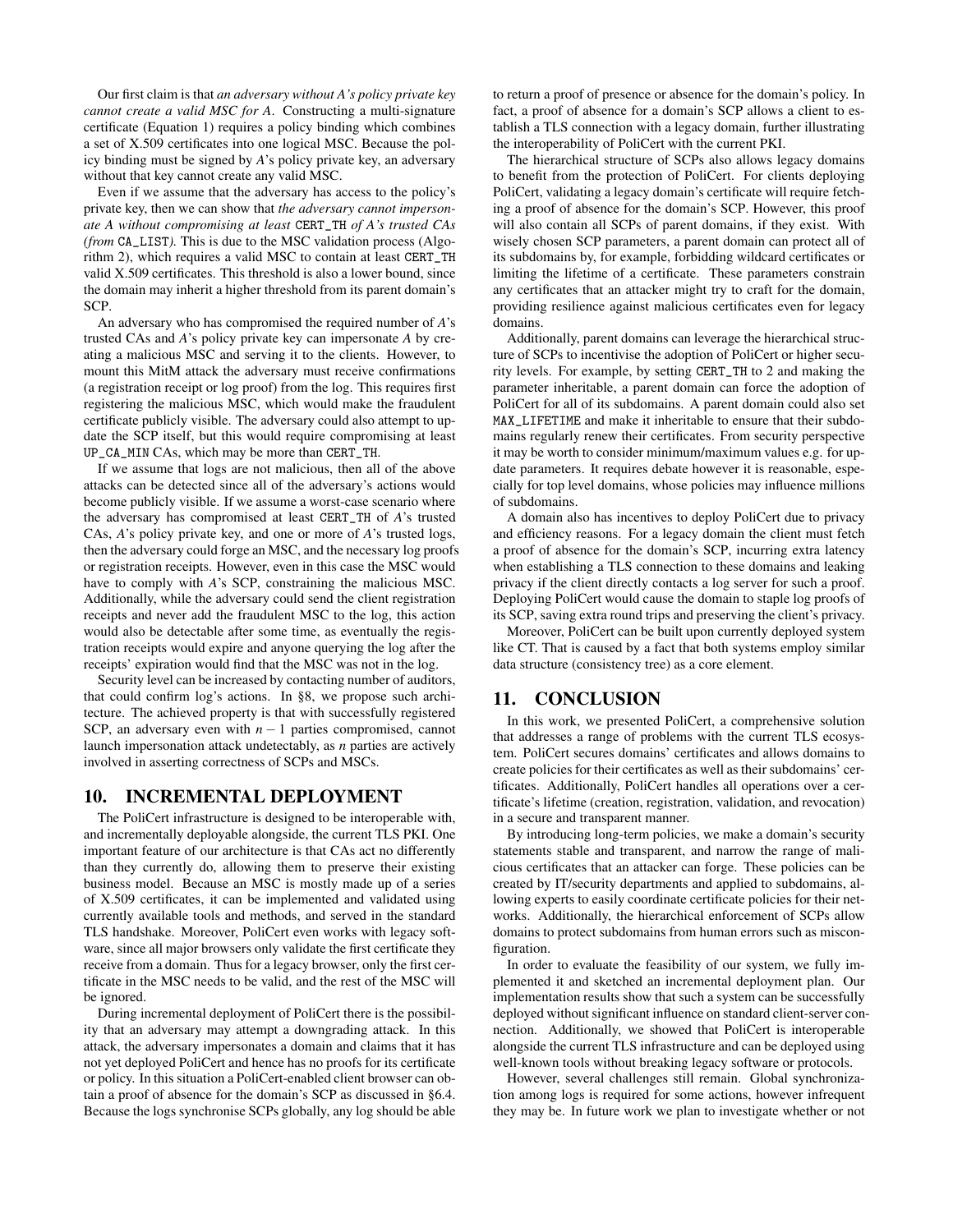Our first claim is that *an adversary without A's policy private key cannot create a valid MSC for A*. Constructing a multi-signature certificate (Equation 1) requires a policy binding which combines a set of X.509 certificates into one logical MSC. Because the policy binding must be signed by *A*'s policy private key, an adversary without that key cannot create any valid MSC.

Even if we assume that the adversary has access to the policy's private key, then we can show that *the adversary cannot impersonate A without compromising at least* `CERT_TH` *of A's trusted CAs (from* `CA_LIST`*)*. This is due to the MSC validation process (Algorithm 2), which requires a valid MSC to contain at least `CERT_TH` valid X.509 certificates. This threshold is also a lower bound, since the domain may inherit a higher threshold from its parent domain's SCP.

An adversary who has compromised the required number of *A*'s trusted CAs and *A*'s policy private key can impersonate *A* by creating a malicious MSC and serving it to the clients. However, to mount this MitM attack the adversary must receive confirmations (a registration receipt or log proof) from the log. This requires first registering the malicious MSC, which would make the fraudulent certificate publicly visible. The adversary could also attempt to update the SCP itself, but this would require compromising at least `UP_CA_MIN` CAs, which may be more than `CERT_TH`.

If we assume that logs are not malicious, then all of the above attacks can be detected since all of the adversary's actions would become publicly visible. If we assume a worst-case scenario where the adversary has compromised at least `CERT_TH` of *A*'s trusted CAs, *A*'s policy private key, and one or more of *A*'s trusted logs, then the adversary could forge an MSC, and the necessary log proofs or registration receipts. However, even in this case the MSC would have to comply with *A*'s SCP, constraining the malicious MSC. Additionally, while the adversary could send the client registration receipts and never add the fraudulent MSC to the log, this action would also be detectable after some time, as eventually the registration receipts would expire and anyone querying the log after the receipts' expiration would find that the MSC was not in the log.

Security level can be increased by contacting number of auditors, that could confirm log's actions. In §8, we propose such architecture. The achieved property is that with successfully registered SCP, an adversary even with $n-1$ parties compromised, cannot launch impersonation attack undetectably, as $n$ parties are actively involved in asserting correctness of SCPs and MSCs.

## 10. INCREMENTAL DEPLOYMENT

The PoliCert infrastructure is designed to be interoperable with, and incrementally deployable alongside, the current TLS PKI. One important feature of our architecture is that CAs act no differently than they currently do, allowing them to preserve their existing business model. Because an MSC is mostly made up of a series of X.509 certificates, it can be implemented and validated using currently available tools and methods, and served in the standard TLS handshake. Moreover, PoliCert even works with legacy software, since all major browsers only validate the first certificate they receive from a domain. Thus for a legacy browser, only the first certificate in the MSC needs to be valid, and the rest of the MSC will be ignored.

During incremental deployment of PoliCert there is the possibility that an adversary may attempt a downgrading attack. In this attack, the adversary impersonates a domain and claims that it has not yet deployed PoliCert and hence has no proofs for its certificate or policy. In this situation a PoliCert-enabled client browser can obtain a proof of absence for the domain's SCP as discussed in §6.4. Because the logs synchronise SCPs globally, any log should be able to return a proof of presence or absence for the domain's policy. In fact, a proof of absence for a domain's SCP allows a client to establish a TLS connection with a legacy domain, further illustrating the interoperability of PoliCert with the current PKI.

The hierarchical structure of SCPs also allows legacy domains to benefit from the protection of PoliCert. For clients deploying PoliCert, validating a legacy domain's certificate will require fetching a proof of absence for the domain's SCP. However, this proof will also contain all SCPs of parent domains, if they exist. With wisely chosen SCP parameters, a parent domain can protect all of its subdomains by, for example, forbidding wildcard certificates or limiting the lifetime of a certificate. These parameters constrain any certificates that an attacker might try to craft for the domain, providing resilience against malicious certificates even for legacy domains.

Additionally, parent domains can leverage the hierarchical structure of SCPs to incentivise the adoption of PoliCert or higher security levels. For example, by setting `CERT_TH` to 2 and making the parameter inheritable, a parent domain can force the adoption of PoliCert for all of its subdomains. A parent domain could also set `MAX_LIFETIME` and make it inheritable to ensure that their subdomains regularly renew their certificates. From security perspective it may be worth to consider minimum/maximum values e.g. for update parameters. It requires debate however it is reasonable, especially for top level domains, whose policies may influence millions of subdomains.

A domain also has incentives to deploy PoliCert due to privacy and efficiency reasons. For a legacy domain the client must fetch a proof of absence for the domain's SCP, incurring extra latency when establishing a TLS connection to these domains and leaking privacy if the client directly contacts a log server for such a proof. Deploying PoliCert would cause the domain to staple log proofs of its SCP, saving extra round trips and preserving the client's privacy.

Moreover, PoliCert can be built upon currently deployed system like CT. That is caused by a fact that both systems employ similar data structure (consistency tree) as a core element.

## 11. CONCLUSION

In this work, we presented PoliCert, a comprehensive solution that addresses a range of problems with the current TLS ecosystem. PoliCert secures domains' certificates and allows domains to create policies for their certificates as well as their subdomains' certificates. Additionally, PoliCert handles all operations over a certificate's lifetime (creation, registration, validation, and revocation) in a secure and transparent manner.

By introducing long-term policies, we make a domain's security statements stable and transparent, and narrow the range of malicious certificates that an attacker can forge. These policies can be created by IT/security departments and applied to subdomains, allowing experts to easily coordinate certificate policies for their networks. Additionally, the hierarchical enforcement of SCPs allow domains to protect subdomains from human errors such as misconfiguration.

In order to evaluate the feasibility of our system, we fully implemented it and sketched an incremental deployment plan. Our implementation results show that such a system can be successfully deployed without significant influence on standard client-server connection. Additionally, we showed that PoliCert is interoperable alongside the current TLS infrastructure and can be deployed using well-known tools without breaking legacy software or protocols.

However, several challenges still remain. Global synchronization among logs is required for some actions, however infrequent they may be. In future work we plan to investigate whether or not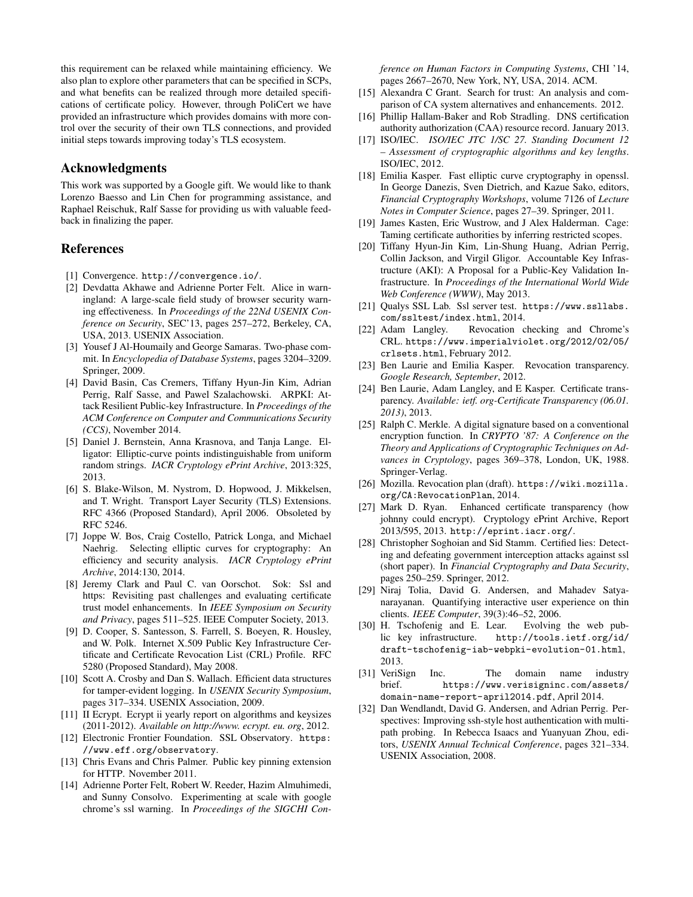this requirement can be relaxed while maintaining efficiency. We also plan to explore other parameters that can be specified in SCPs, and what benefits can be realized through more detailed specifications of certificate policy. However, through PoliCert we have provided an infrastructure which provides domains with more control over the security of their own TLS connections, and provided initial steps towards improving today's TLS ecosystem.

## Acknowledgments

This work was supported by a Google gift. We would like to thank Lorenzo Baesso and Lin Chen for programming assistance, and Raphael Reischuk, Ralf Sasse for providing us with valuable feedback in finalizing the paper.

## References

[1] Convergence. `http://convergence.io/`.

[2] Devdatta Akhawe and Adrienne Porter Felt. Alice in warningland: A large-scale field study of browser security warning effectiveness. In *Proceedings of the 22Nd USENIX Conference on Security*, SEC'13, pages 257–272, Berkeley, CA, USA, 2013. USENIX Association.

[3] Yousef J Al-Houmaily and George Samaras. Two-phase commit. In *Encyclopedia of Database Systems*, pages 3204–3209. Springer, 2009.

[4] David Basin, Cas Cremers, Tiffany Hyun-Jin Kim, Adrian Perrig, Ralf Sasse, and Pawel Szalachowski. ARPKI: Attack Resilient Public-key Infrastructure. In *Proceedings of the ACM Conference on Computer and Communications Security (CCS)*, November 2014.

[5] Daniel J. Bernstein, Anna Krasnova, and Tanja Lange. Elligator: Elliptic-curve points indistinguishable from uniform random strings. *IACR Cryptology ePrint Archive*, 2013:325, 2013.

[6] S. Blake-Wilson, M. Nystrom, D. Hopwood, J. Mikkelsen, and T. Wright. Transport Layer Security (TLS) Extensions. RFC 4366 (Proposed Standard), April 2006. Obsoleted by RFC 5246.

[7] Joppe W. Bos, Craig Costello, Patrick Longa, and Michael Naehrig. Selecting elliptic curves for cryptography: An efficiency and security analysis. *IACR Cryptology ePrint Archive*, 2014:130, 2014.

[8] Jeremy Clark and Paul C. van Oorschot. Sok: Ssl and https: Revisiting past challenges and evaluating certificate trust model enhancements. In *IEEE Symposium on Security and Privacy*, pages 511–525. IEEE Computer Society, 2013.

[9] D. Cooper, S. Santesson, S. Farrell, S. Boeyen, R. Housley, and W. Polk. Internet X.509 Public Key Infrastructure Certificate and Certificate Revocation List (CRL) Profile. RFC 5280 (Proposed Standard), May 2008.

[10] Scott A. Crosby and Dan S. Wallach. Efficient data structures for tamper-evident logging. In *USENIX Security Symposium*, pages 317–334. USENIX Association, 2009.

[11] II Ecrypt. Ecrypt ii yearly report on algorithms and keysizes (2011-2012). *Available on http://www. ecrypt. eu. org*, 2012.

[12] Electronic Frontier Foundation. SSL Observatory. `https://www.eff.org/observatory`.

[13] Chris Evans and Chris Palmer. Public key pinning extension for HTTP. November 2011.

[14] Adrienne Porter Felt, Robert W. Reeder, Hazim Almuhimedi, and Sunny Consolvo. Experimenting at scale with google chrome's ssl warning. In *Proceedings of the SIGCHI Conference on Human Factors in Computing Systems*, CHI '14, pages 2667–2670, New York, NY, USA, 2014. ACM.

[15] Alexandra C Grant. Search for trust: An analysis and comparison of CA system alternatives and enhancements. 2012.

[16] Phillip Hallam-Baker and Rob Stradling. DNS certification authority authorization (CAA) resource record. January 2013.

[17] ISO/IEC. *ISO/IEC JTC 1/SC 27. Standing Document 12 – Assessment of cryptographic algorithms and key lengths*. ISO/IEC, 2012.

[18] Emilia Kasper. Fast elliptic curve cryptography in openssl. In George Danezis, Sven Dietrich, and Kazue Sako, editors, *Financial Cryptography Workshops*, volume 7126 of *Lecture Notes in Computer Science*, pages 27–39. Springer, 2011.

[19] James Kasten, Eric Wustrow, and J Alex Halderman. Cage: Taming certificate authorities by inferring restricted scopes.

[20] Tiffany Hyun-Jin Kim, Lin-Shung Huang, Adrian Perrig, Collin Jackson, and Virgil Gligor. Accountable Key Infrastructure (AKI): A Proposal for a Public-Key Validation Infrastructure. In *Proceedings of the International World Wide Web Conference (WWW)*, May 2013.

[21] Qualys SSL Lab. Ssl server test. `https://www.ssllabs.com/ssltest/index.html`, 2014.

[22] Adam Langley. Revocation checking and Chrome's CRL. `https://www.imperialviolet.org/2012/02/05/crlsets.html`, February 2012.

[23] Ben Laurie and Emilia Kasper. Revocation transparency. *Google Research, September*, 2012.

[24] Ben Laurie, Adam Langley, and E Kasper. Certificate transparency. *Available: ietf. org-Certificate Transparency (06.01. 2013)*, 2013.

[25] Ralph C. Merkle. A digital signature based on a conventional encryption function. In *CRYPTO '87: A Conference on the Theory and Applications of Cryptographic Techniques on Advances in Cryptology*, pages 369–378, London, UK, 1988. Springer-Verlag.

[26] Mozilla. Revocation plan (draft). `https://wiki.mozilla.org/CA:RevocationPlan`, 2014.

[27] Mark D. Ryan. Enhanced certificate transparency (how johnny could encrypt). Cryptology ePrint Archive, Report 2013/595, 2013. `http://eprint.iacr.org/`.

[28] Christopher Soghoian and Sid Stamm. Certified lies: Detecting and defeating government interception attacks against ssl (short paper). In *Financial Cryptography and Data Security*, pages 250–259. Springer, 2012.

[29] Niraj Tolia, David G. Andersen, and Mahadev Satyanarayanan. Quantifying interactive user experience on thin clients. *IEEE Computer*, 39(3):46–52, 2006.

[30] H. Tschofenig and E. Lear. Evolving the web public key infrastructure. `http://tools.ietf.org/id/draft-tschofenig-iab-webpki-evolution-01.html`, 2013.

[31] VeriSign Inc. The domain name industry brief. `https://www.verisigninc.com/assets/domain-name-report-april2014.pdf`, April 2014.

[32] Dan Wendlandt, David G. Andersen, and Adrian Perrig. Perspectives: Improving ssh-style host authentication with multipath probing. In Rebecca Isaacs and Yuanyuan Zhou, editors, *USENIX Annual Technical Conference*, pages 321–334. USENIX Association, 2008.